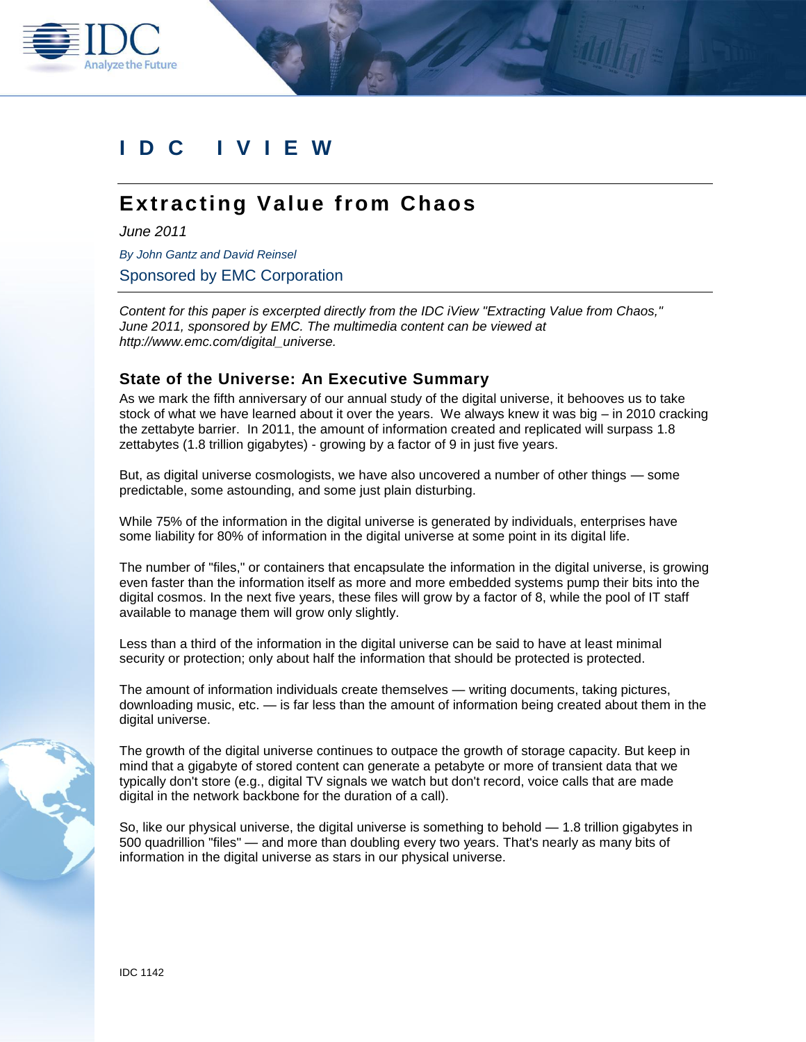# IDC IVIEW

## Extracting Value from Chaos

*June 2011*

*By John Gantz and David Reinsel*

Sponsored by EMC Corporation

*Content for this paper is excerpted directly from the IDC iView "Extracting Value from Chaos," June 2011, sponsored by EMC. The multimedia content can be viewed at http://www.emc.com/digital_universe.*

### State of the Universe: An Executive Summary

As we mark the fifth anniversary of our annual study of the digital universe, it behooves us to take stock of what we have learned about it over the years. We always knew it was big – in 2010 cracking the zettabyte barrier. In 2011, the amount of information created and replicated will surpass 1.8 zettabytes (1.8 trillion gigabytes) - growing by a factor of 9 in just five years.

But, as digital universe cosmologists, we have also uncovered a number of other things — some predictable, some astounding, and some just plain disturbing.

While 75% of the information in the digital universe is generated by individuals, enterprises have some liability for 80% of information in the digital universe at some point in its digital life.

The number of "files," or containers that encapsulate the information in the digital universe, is growing even faster than the information itself as more and more embedded systems pump their bits into the digital cosmos. In the next five years, these files will grow by a factor of 8, while the pool of IT staff available to manage them will grow only slightly.

Less than a third of the information in the digital universe can be said to have at least minimal security or protection; only about half the information that should be protected is protected.

The amount of information individuals create themselves — writing documents, taking pictures, downloading music, etc. — is far less than the amount of information being created about them in the digital universe.

The growth of the digital universe continues to outpace the growth of storage capacity. But keep in mind that a gigabyte of stored content can generate a petabyte or more of transient data that we typically don't store (e.g., digital TV signals we watch but don't record, voice calls that are made digital in the network backbone for the duration of a call).

So, like our physical universe, the digital universe is something to behold — 1.8 trillion gigabytes in 500 quadrillion "files" — and more than doubling every two years. That's nearly as many bits of information in the digital universe as stars in our physical universe.

IDC 1142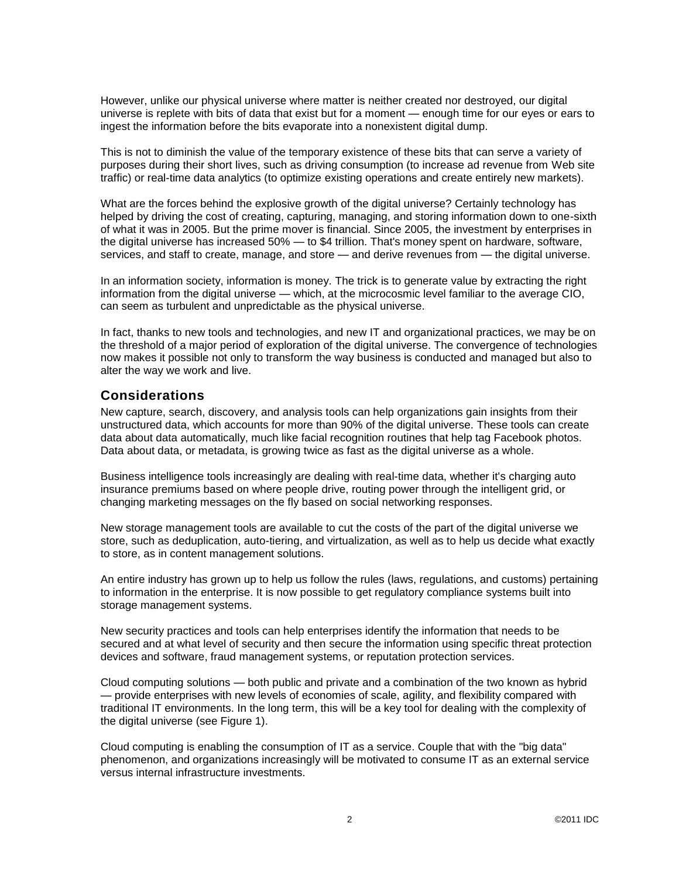However, unlike our physical universe where matter is neither created nor destroyed, our digital universe is replete with bits of data that exist but for a moment — enough time for our eyes or ears to ingest the information before the bits evaporate into a nonexistent digital dump.

This is not to diminish the value of the temporary existence of these bits that can serve a variety of purposes during their short lives, such as driving consumption (to increase ad revenue from Web site traffic) or real-time data analytics (to optimize existing operations and create entirely new markets).

What are the forces behind the explosive growth of the digital universe? Certainly technology has helped by driving the cost of creating, capturing, managing, and storing information down to one-sixth of what it was in 2005. But the prime mover is financial. Since 2005, the investment by enterprises in the digital universe has increased 50% — to $4 trillion. That's money spent on hardware, software, services, and staff to create, manage, and store — and derive revenues from — the digital universe.

In an information society, information is money. The trick is to generate value by extracting the right information from the digital universe — which, at the microcosmic level familiar to the average CIO, can seem as turbulent and unpredictable as the physical universe.

In fact, thanks to new tools and technologies, and new IT and organizational practices, we may be on the threshold of a major period of exploration of the digital universe. The convergence of technologies now makes it possible not only to transform the way business is conducted and managed but also to alter the way we work and live.

## Considerations

New capture, search, discovery, and analysis tools can help organizations gain insights from their unstructured data, which accounts for more than 90% of the digital universe. These tools can create data about data automatically, much like facial recognition routines that help tag Facebook photos. Data about data, or metadata, is growing twice as fast as the digital universe as a whole.

Business intelligence tools increasingly are dealing with real-time data, whether it's charging auto insurance premiums based on where people drive, routing power through the intelligent grid, or changing marketing messages on the fly based on social networking responses.

New storage management tools are available to cut the costs of the part of the digital universe we store, such as deduplication, auto-tiering, and virtualization, as well as to help us decide what exactly to store, as in content management solutions.

An entire industry has grown up to help us follow the rules (laws, regulations, and customs) pertaining to information in the enterprise. It is now possible to get regulatory compliance systems built into storage management systems.

New security practices and tools can help enterprises identify the information that needs to be secured and at what level of security and then secure the information using specific threat protection devices and software, fraud management systems, or reputation protection services.

Cloud computing solutions — both public and private and a combination of the two known as hybrid — provide enterprises with new levels of economies of scale, agility, and flexibility compared with traditional IT environments. In the long term, this will be a key tool for dealing with the complexity of the digital universe (see Figure 1).

Cloud computing is enabling the consumption of IT as a service. Couple that with the "big data" phenomenon, and organizations increasingly will be motivated to consume IT as an external service versus internal infrastructure investments.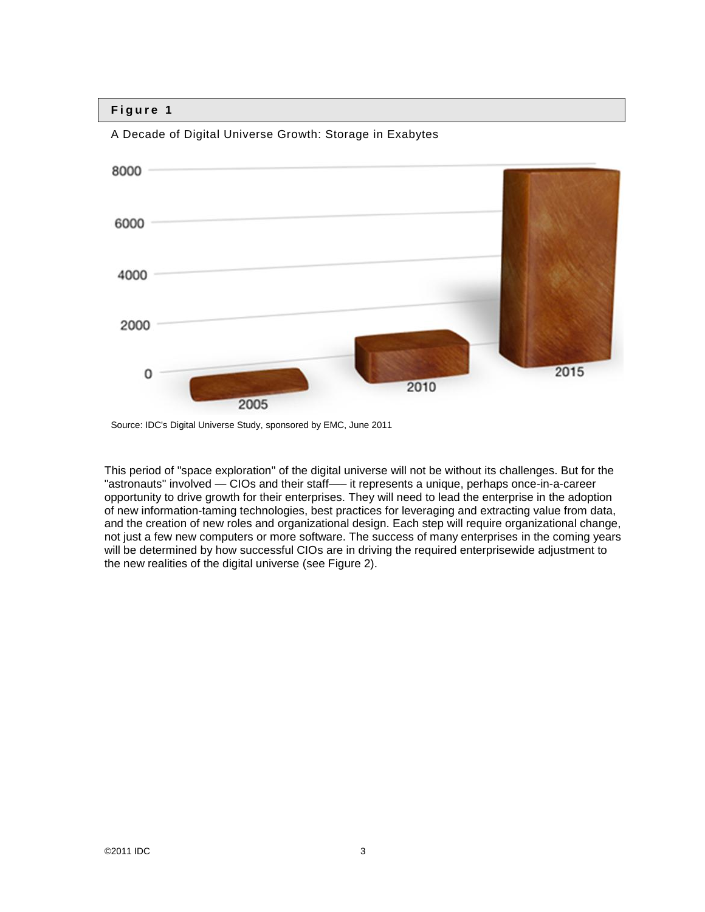**Figure 1**

A Decade of Digital Universe Growth: Storage in Exabytes

Source: IDC's Digital Universe Study, sponsored by EMC, June 2011

This period of "space exploration" of the digital universe will not be without its challenges. But for the "astronauts" involved — CIOs and their staff—– it represents a unique, perhaps once-in-a-career opportunity to drive growth for their enterprises. They will need to lead the enterprise in the adoption of new information-taming technologies, best practices for leveraging and extracting value from data, and the creation of new roles and organizational design. Each step will require organizational change, not just a few new computers or more software. The success of many enterprises in the coming years will be determined by how successful CIOs are in driving the required enterprisewide adjustment to the new realities of the digital universe (see Figure 2).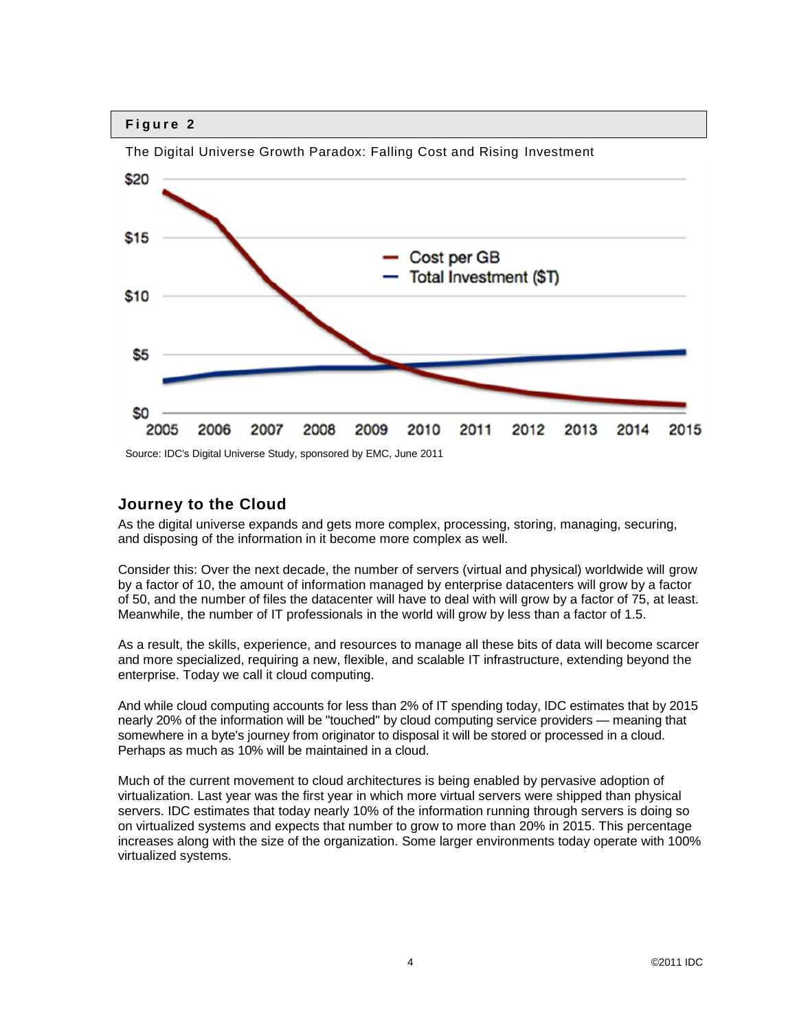**Figure 2**

The Digital Universe Growth Paradox: Falling Cost and Rising Investment

Source: IDC's Digital Universe Study, sponsored by EMC, June 2011

## Journey to the Cloud

As the digital universe expands and gets more complex, processing, storing, managing, securing, and disposing of the information in it become more complex as well.

Consider this: Over the next decade, the number of servers (virtual and physical) worldwide will grow by a factor of 10, the amount of information managed by enterprise datacenters will grow by a factor of 50, and the number of files the datacenter will have to deal with will grow by a factor of 75, at least. Meanwhile, the number of IT professionals in the world will grow by less than a factor of 1.5.

As a result, the skills, experience, and resources to manage all these bits of data will become scarcer and more specialized, requiring a new, flexible, and scalable IT infrastructure, extending beyond the enterprise. Today we call it cloud computing.

And while cloud computing accounts for less than 2% of IT spending today, IDC estimates that by 2015 nearly 20% of the information will be "touched" by cloud computing service providers — meaning that somewhere in a byte's journey from originator to disposal it will be stored or processed in a cloud. Perhaps as much as 10% will be maintained in a cloud.

Much of the current movement to cloud architectures is being enabled by pervasive adoption of virtualization. Last year was the first year in which more virtual servers were shipped than physical servers. IDC estimates that today nearly 10% of the information running through servers is doing so on virtualized systems and expects that number to grow to more than 20% in 2015. This percentage increases along with the size of the organization. Some larger environments today operate with 100% virtualized systems.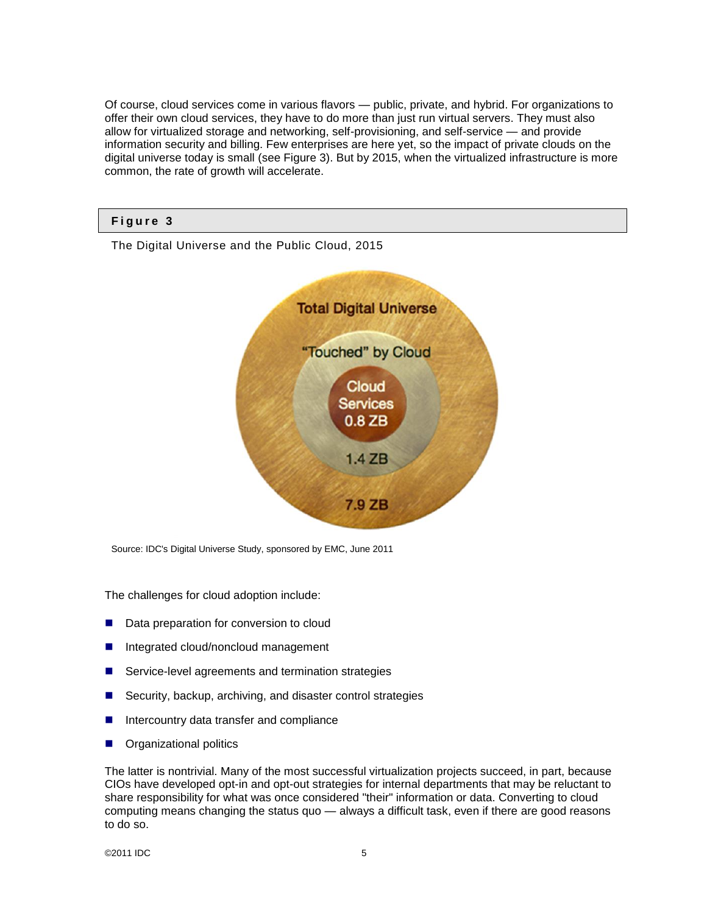Of course, cloud services come in various flavors — public, private, and hybrid. For organizations to offer their own cloud services, they have to do more than just run virtual servers. They must also allow for virtualized storage and networking, self-provisioning, and self-service — and provide information security and billing. Few enterprises are here yet, so the impact of private clouds on the digital universe today is small (see Figure 3). But by 2015, when the virtualized infrastructure is more common, the rate of growth will accelerate.

**Figure 3**

The Digital Universe and the Public Cloud, 2015

Total Digital Universe

"Touched" by Cloud

Cloud Services 0.8 ZB

1.4 ZB

7.9 ZB

Source: IDC's Digital Universe Study, sponsored by EMC, June 2011

The challenges for cloud adoption include:

- Data preparation for conversion to cloud
- Integrated cloud/noncloud management
- Service-level agreements and termination strategies
- Security, backup, archiving, and disaster control strategies
- Intercountry data transfer and compliance
- Organizational politics

The latter is nontrivial. Many of the most successful virtualization projects succeed, in part, because CIOs have developed opt-in and opt-out strategies for internal departments that may be reluctant to share responsibility for what was once considered "their" information or data. Converting to cloud computing means changing the status quo — always a difficult task, even if there are good reasons to do so.

©2011 IDC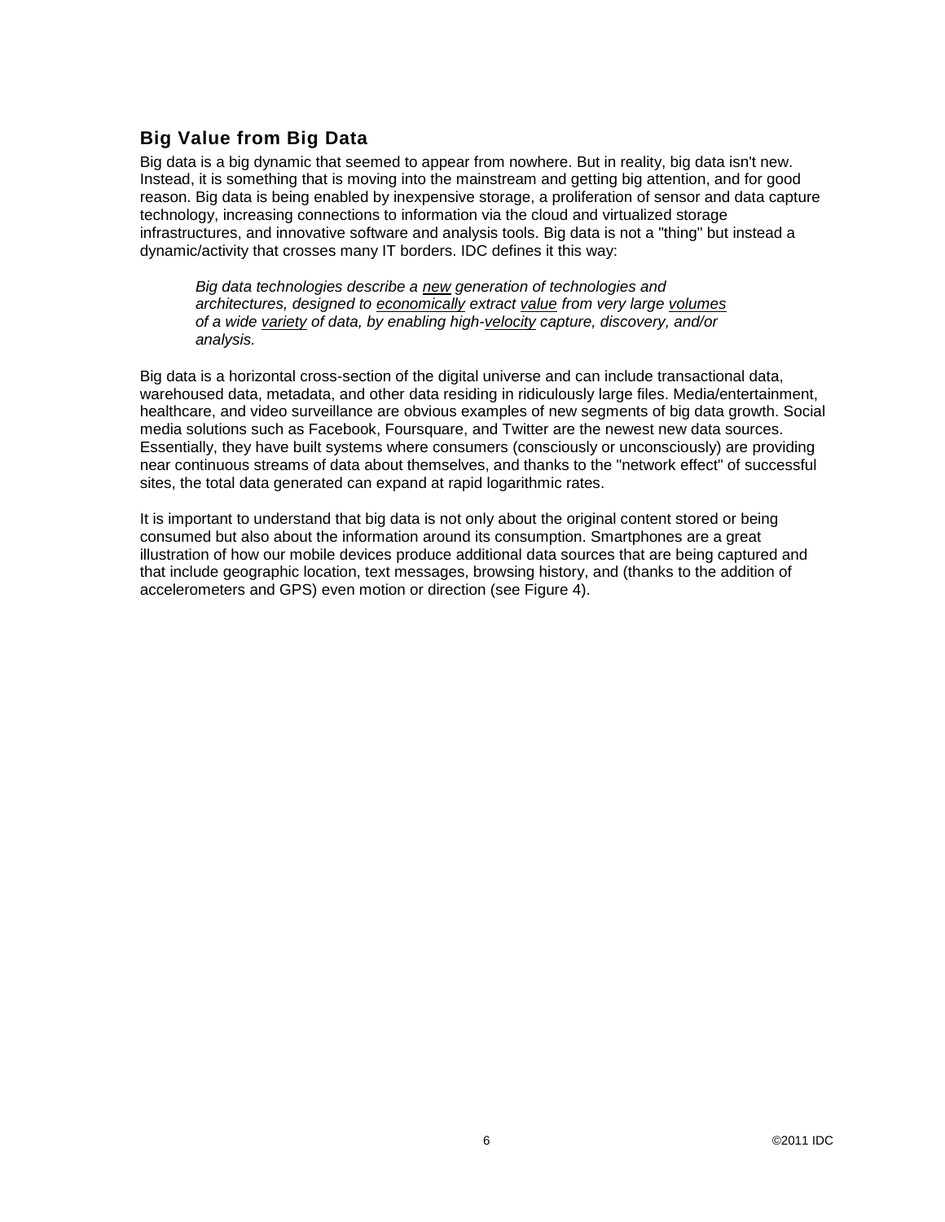## Big Value from Big Data

Big data is a big dynamic that seemed to appear from nowhere. But in reality, big data isn't new. Instead, it is something that is moving into the mainstream and getting big attention, and for good reason. Big data is being enabled by inexpensive storage, a proliferation of sensor and data capture technology, increasing connections to information via the cloud and virtualized storage infrastructures, and innovative software and analysis tools. Big data is not a "thing" but instead a dynamic/activity that crosses many IT borders. IDC defines it this way:

> *Big data technologies describe a <u>new</u> generation of technologies and architectures, designed to <u>economically</u> extract <u>value</u> from very large <u>volumes</u> of a wide <u>variety</u> of data, by enabling high-<u>velocity</u> capture, discovery, and/or analysis.*

Big data is a horizontal cross-section of the digital universe and can include transactional data, warehoused data, metadata, and other data residing in ridiculously large files. Media/entertainment, healthcare, and video surveillance are obvious examples of new segments of big data growth. Social media solutions such as Facebook, Foursquare, and Twitter are the newest new data sources. Essentially, they have built systems where consumers (consciously or unconsciously) are providing near continuous streams of data about themselves, and thanks to the "network effect" of successful sites, the total data generated can expand at rapid logarithmic rates.

It is important to understand that big data is not only about the original content stored or being consumed but also about the information around its consumption. Smartphones are a great illustration of how our mobile devices produce additional data sources that are being captured and that include geographic location, text messages, browsing history, and (thanks to the addition of accelerometers and GPS) even motion or direction (see Figure 4).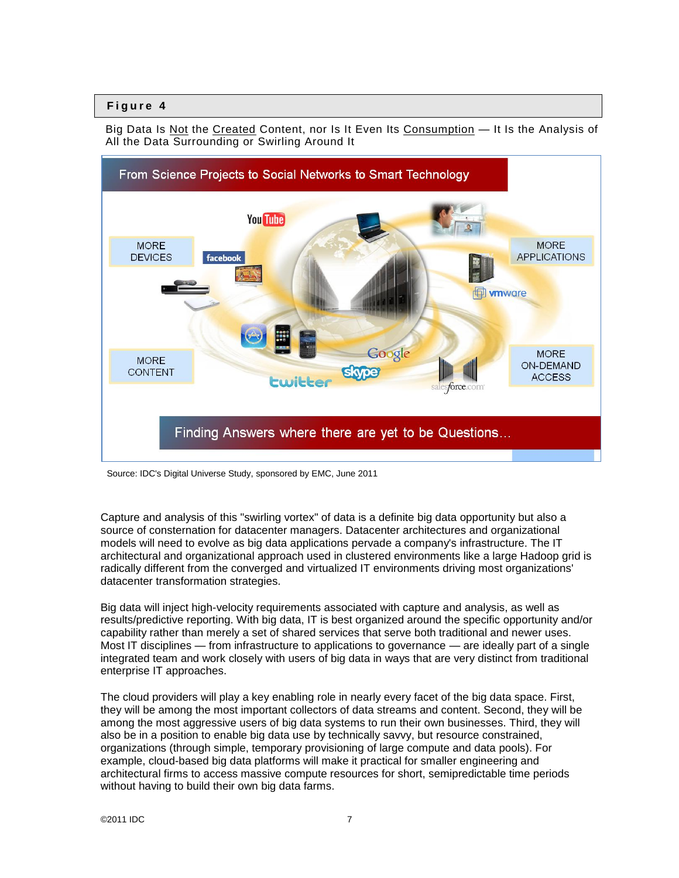**Figure 4**

Big Data Is Not the Created Content, nor Is It Even Its Consumption — It Is the Analysis of All the Data Surrounding or Swirling Around It

From Science Projects to Social Networks to Smart Technology

MORE DEVICES

MORE APPLICATIONS

MORE CONTENT

MORE ON-DEMAND ACCESS

Finding Answers where there are yet to be Questions…

Source: IDC's Digital Universe Study, sponsored by EMC, June 2011

Capture and analysis of this "swirling vortex" of data is a definite big data opportunity but also a source of consternation for datacenter managers. Datacenter architectures and organizational models will need to evolve as big data applications pervade a company's infrastructure. The IT architectural and organizational approach used in clustered environments like a large Hadoop grid is radically different from the converged and virtualized IT environments driving most organizations' datacenter transformation strategies.

Big data will inject high-velocity requirements associated with capture and analysis, as well as results/predictive reporting. With big data, IT is best organized around the specific opportunity and/or capability rather than merely a set of shared services that serve both traditional and newer uses. Most IT disciplines — from infrastructure to applications to governance — are ideally part of a single integrated team and work closely with users of big data in ways that are very distinct from traditional enterprise IT approaches.

The cloud providers will play a key enabling role in nearly every facet of the big data space. First, they will be among the most important collectors of data streams and content. Second, they will be among the most aggressive users of big data systems to run their own businesses. Third, they will also be in a position to enable big data use by technically savvy, but resource constrained, organizations (through simple, temporary provisioning of large compute and data pools). For example, cloud-based big data platforms will make it practical for smaller engineering and architectural firms to access massive compute resources for short, semipredictable time periods without having to build their own big data farms.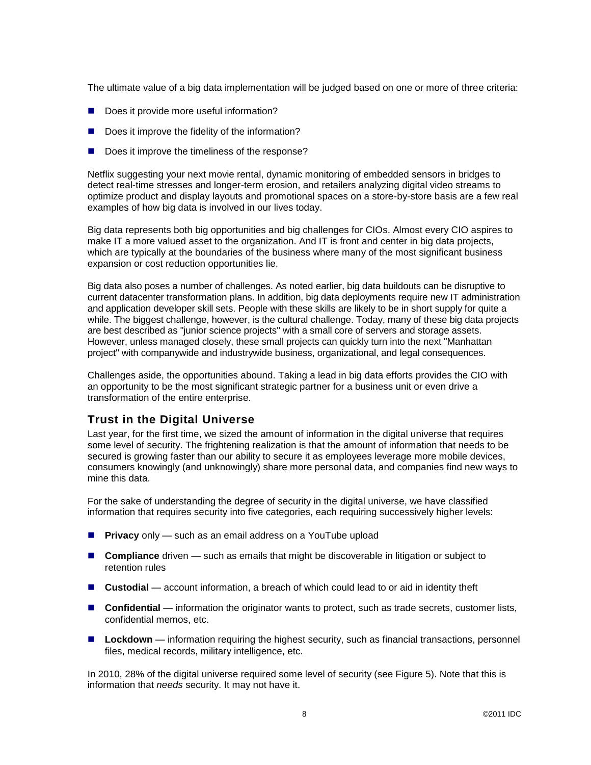The ultimate value of a big data implementation will be judged based on one or more of three criteria:

- Does it provide more useful information?
- Does it improve the fidelity of the information?
- Does it improve the timeliness of the response?

Netflix suggesting your next movie rental, dynamic monitoring of embedded sensors in bridges to detect real-time stresses and longer-term erosion, and retailers analyzing digital video streams to optimize product and display layouts and promotional spaces on a store-by-store basis are a few real examples of how big data is involved in our lives today.

Big data represents both big opportunities and big challenges for CIOs. Almost every CIO aspires to make IT a more valued asset to the organization. And IT is front and center in big data projects, which are typically at the boundaries of the business where many of the most significant business expansion or cost reduction opportunities lie.

Big data also poses a number of challenges. As noted earlier, big data buildouts can be disruptive to current datacenter transformation plans. In addition, big data deployments require new IT administration and application developer skill sets. People with these skills are likely to be in short supply for quite a while. The biggest challenge, however, is the cultural challenge. Today, many of these big data projects are best described as "junior science projects" with a small core of servers and storage assets. However, unless managed closely, these small projects can quickly turn into the next "Manhattan project" with companywide and industrywide business, organizational, and legal consequences.

Challenges aside, the opportunities abound. Taking a lead in big data efforts provides the CIO with an opportunity to be the most significant strategic partner for a business unit or even drive a transformation of the entire enterprise.

## Trust in the Digital Universe

Last year, for the first time, we sized the amount of information in the digital universe that requires some level of security. The frightening realization is that the amount of information that needs to be secured is growing faster than our ability to secure it as employees leverage more mobile devices, consumers knowingly (and unknowingly) share more personal data, and companies find new ways to mine this data.

For the sake of understanding the degree of security in the digital universe, we have classified information that requires security into five categories, each requiring successively higher levels:

- **Privacy** only — such as an email address on a YouTube upload
- **Compliance** driven — such as emails that might be discoverable in litigation or subject to retention rules
- **Custodial** — account information, a breach of which could lead to or aid in identity theft
- **Confidential** — information the originator wants to protect, such as trade secrets, customer lists, confidential memos, etc.
- **Lockdown** — information requiring the highest security, such as financial transactions, personnel files, medical records, military intelligence, etc.

In 2010, 28% of the digital universe required some level of security (see Figure 5). Note that this is information that *needs* security. It may not have it.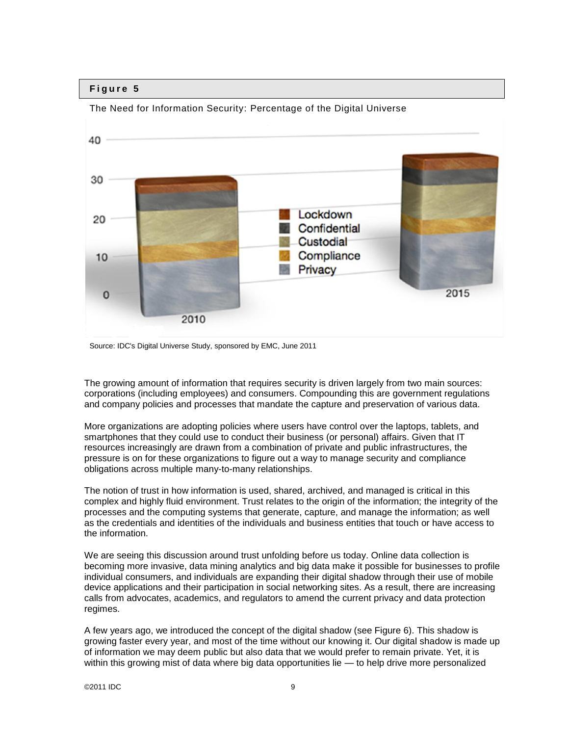**Figure 5**

The Need for Information Security: Percentage of the Digital Universe

Source: IDC's Digital Universe Study, sponsored by EMC, June 2011

The growing amount of information that requires security is driven largely from two main sources: corporations (including employees) and consumers. Compounding this are government regulations and company policies and processes that mandate the capture and preservation of various data.

More organizations are adopting policies where users have control over the laptops, tablets, and smartphones that they could use to conduct their business (or personal) affairs. Given that IT resources increasingly are drawn from a combination of private and public infrastructures, the pressure is on for these organizations to figure out a way to manage security and compliance obligations across multiple many-to-many relationships.

The notion of trust in how information is used, shared, archived, and managed is critical in this complex and highly fluid environment. Trust relates to the origin of the information; the integrity of the processes and the computing systems that generate, capture, and manage the information; as well as the credentials and identities of the individuals and business entities that touch or have access to the information.

We are seeing this discussion around trust unfolding before us today. Online data collection is becoming more invasive, data mining analytics and big data make it possible for businesses to profile individual consumers, and individuals are expanding their digital shadow through their use of mobile device applications and their participation in social networking sites. As a result, there are increasing calls from advocates, academics, and regulators to amend the current privacy and data protection regimes.

A few years ago, we introduced the concept of the digital shadow (see Figure 6). This shadow is growing faster every year, and most of the time without our knowing it. Our digital shadow is made up of information we may deem public but also data that we would prefer to remain private. Yet, it is within this growing mist of data where big data opportunities lie — to help drive more personalized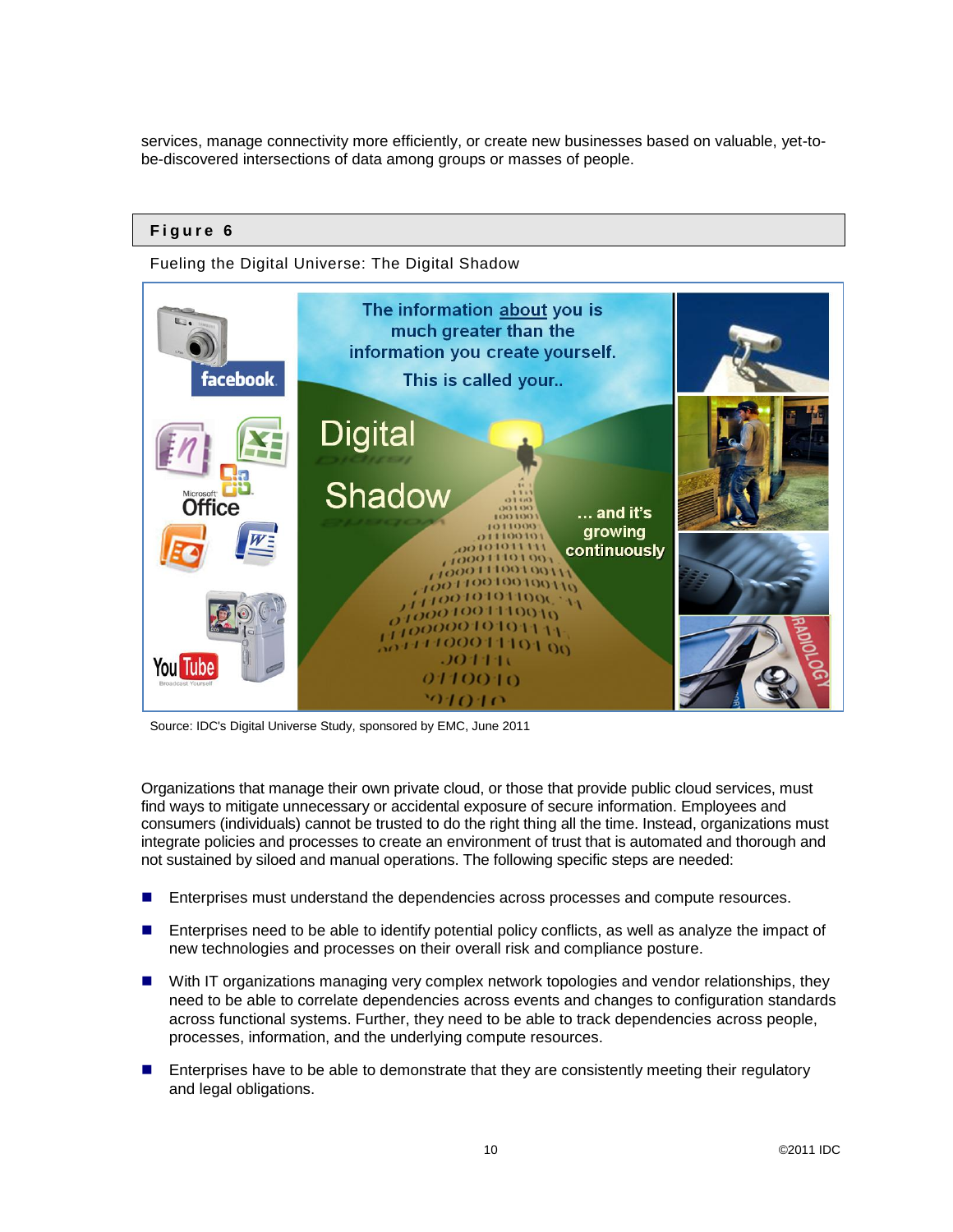services, manage connectivity more efficiently, or create new businesses based on valuable, yet-to-be-discovered intersections of data among groups or masses of people.

**Figure 6**

Fueling the Digital Universe: The Digital Shadow

Source: IDC's Digital Universe Study, sponsored by EMC, June 2011

Organizations that manage their own private cloud, or those that provide public cloud services, must find ways to mitigate unnecessary or accidental exposure of secure information. Employees and consumers (individuals) cannot be trusted to do the right thing all the time. Instead, organizations must integrate policies and processes to create an environment of trust that is automated and thorough and not sustained by siloed and manual operations. The following specific steps are needed:

- Enterprises must understand the dependencies across processes and compute resources.
- Enterprises need to be able to identify potential policy conflicts, as well as analyze the impact of new technologies and processes on their overall risk and compliance posture.
- With IT organizations managing very complex network topologies and vendor relationships, they need to be able to correlate dependencies across events and changes to configuration standards across functional systems. Further, they need to be able to track dependencies across people, processes, information, and the underlying compute resources.
- Enterprises have to be able to demonstrate that they are consistently meeting their regulatory and legal obligations.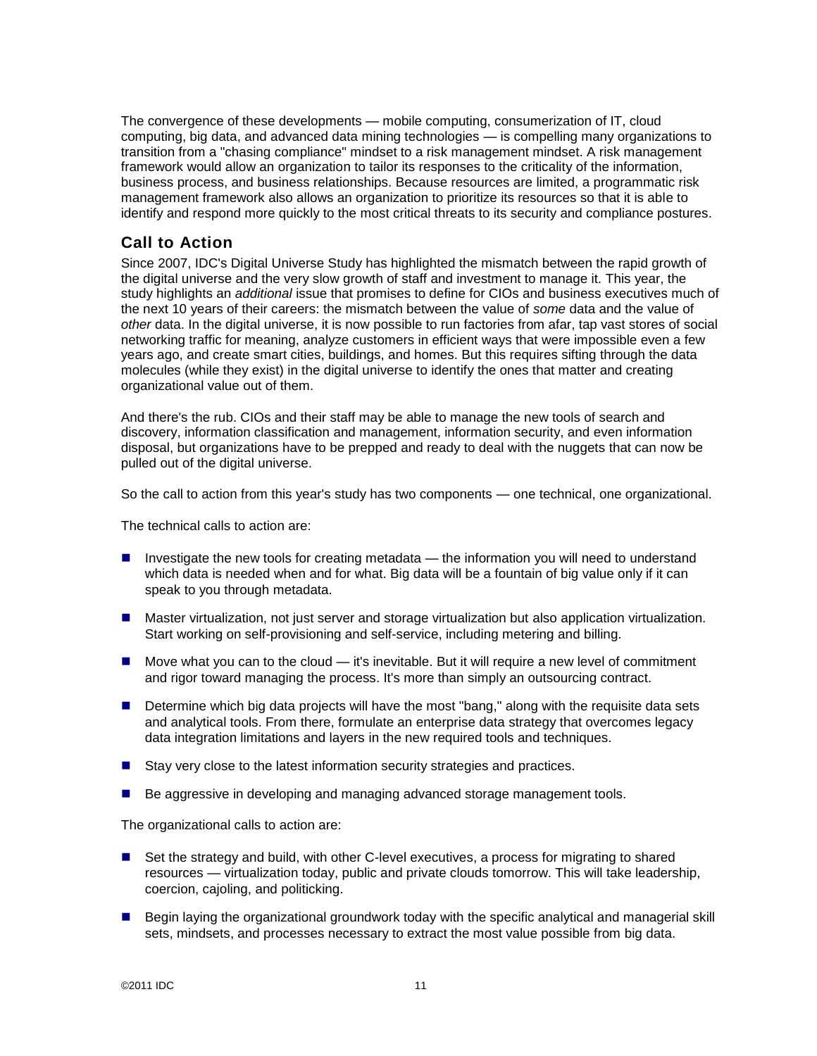The convergence of these developments — mobile computing, consumerization of IT, cloud computing, big data, and advanced data mining technologies — is compelling many organizations to transition from a "chasing compliance" mindset to a risk management mindset. A risk management framework would allow an organization to tailor its responses to the criticality of the information, business process, and business relationships. Because resources are limited, a programmatic risk management framework also allows an organization to prioritize its resources so that it is able to identify and respond more quickly to the most critical threats to its security and compliance postures.

## Call to Action

Since 2007, IDC's Digital Universe Study has highlighted the mismatch between the rapid growth of the digital universe and the very slow growth of staff and investment to manage it. This year, the study highlights an *additional* issue that promises to define for CIOs and business executives much of the next 10 years of their careers: the mismatch between the value of *some* data and the value of *other* data. In the digital universe, it is now possible to run factories from afar, tap vast stores of social networking traffic for meaning, analyze customers in efficient ways that were impossible even a few years ago, and create smart cities, buildings, and homes. But this requires sifting through the data molecules (while they exist) in the digital universe to identify the ones that matter and creating organizational value out of them.

And there's the rub. CIOs and their staff may be able to manage the new tools of search and discovery, information classification and management, information security, and even information disposal, but organizations have to be prepped and ready to deal with the nuggets that can now be pulled out of the digital universe.

So the call to action from this year's study has two components — one technical, one organizational.

The technical calls to action are:

- Investigate the new tools for creating metadata — the information you will need to understand which data is needed when and for what. Big data will be a fountain of big value only if it can speak to you through metadata.
- Master virtualization, not just server and storage virtualization but also application virtualization. Start working on self-provisioning and self-service, including metering and billing.
- Move what you can to the cloud — it's inevitable. But it will require a new level of commitment and rigor toward managing the process. It's more than simply an outsourcing contract.
- Determine which big data projects will have the most "bang," along with the requisite data sets and analytical tools. From there, formulate an enterprise data strategy that overcomes legacy data integration limitations and layers in the new required tools and techniques.
- Stay very close to the latest information security strategies and practices.
- Be aggressive in developing and managing advanced storage management tools.

The organizational calls to action are:

- Set the strategy and build, with other C-level executives, a process for migrating to shared resources — virtualization today, public and private clouds tomorrow. This will take leadership, coercion, cajoling, and politicking.
- Begin laying the organizational groundwork today with the specific analytical and managerial skill sets, mindsets, and processes necessary to extract the most value possible from big data.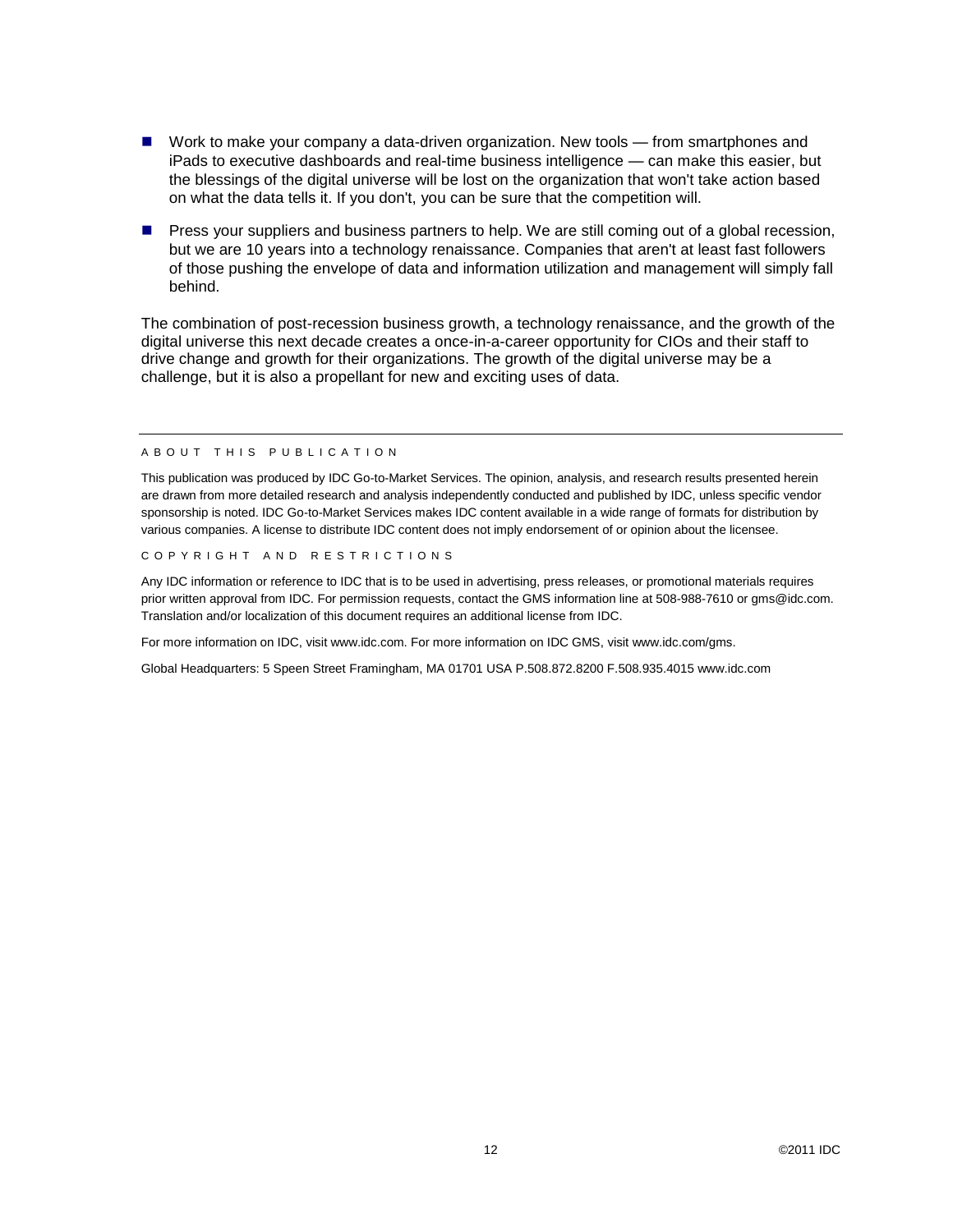- Work to make your company a data-driven organization. New tools — from smartphones and iPads to executive dashboards and real-time business intelligence — can make this easier, but the blessings of the digital universe will be lost on the organization that won't take action based on what the data tells it. If you don't, you can be sure that the competition will.
- Press your suppliers and business partners to help. We are still coming out of a global recession, but we are 10 years into a technology renaissance. Companies that aren't at least fast followers of those pushing the envelope of data and information utilization and management will simply fall behind.

The combination of post-recession business growth, a technology renaissance, and the growth of the digital universe this next decade creates a once-in-a-career opportunity for CIOs and their staff to drive change and growth for their organizations. The growth of the digital universe may be a challenge, but it is also a propellant for new and exciting uses of data.

---

###### ABOUT THIS PUBLICATION

This publication was produced by IDC Go-to-Market Services. The opinion, analysis, and research results presented herein are drawn from more detailed research and analysis independently conducted and published by IDC, unless specific vendor sponsorship is noted. IDC Go-to-Market Services makes IDC content available in a wide range of formats for distribution by various companies. A license to distribute IDC content does not imply endorsement of or opinion about the licensee.

###### COPYRIGHT AND RESTRICTIONS

Any IDC information or reference to IDC that is to be used in advertising, press releases, or promotional materials requires prior written approval from IDC. For permission requests, contact the GMS information line at 508-988-7610 or gms@idc.com. Translation and/or localization of this document requires an additional license from IDC.

For more information on IDC, visit www.idc.com. For more information on IDC GMS, visit www.idc.com/gms.

Global Headquarters: 5 Speen Street Framingham, MA 01701 USA P.508.872.8200 F.508.935.4015 www.idc.com

©2011 IDC